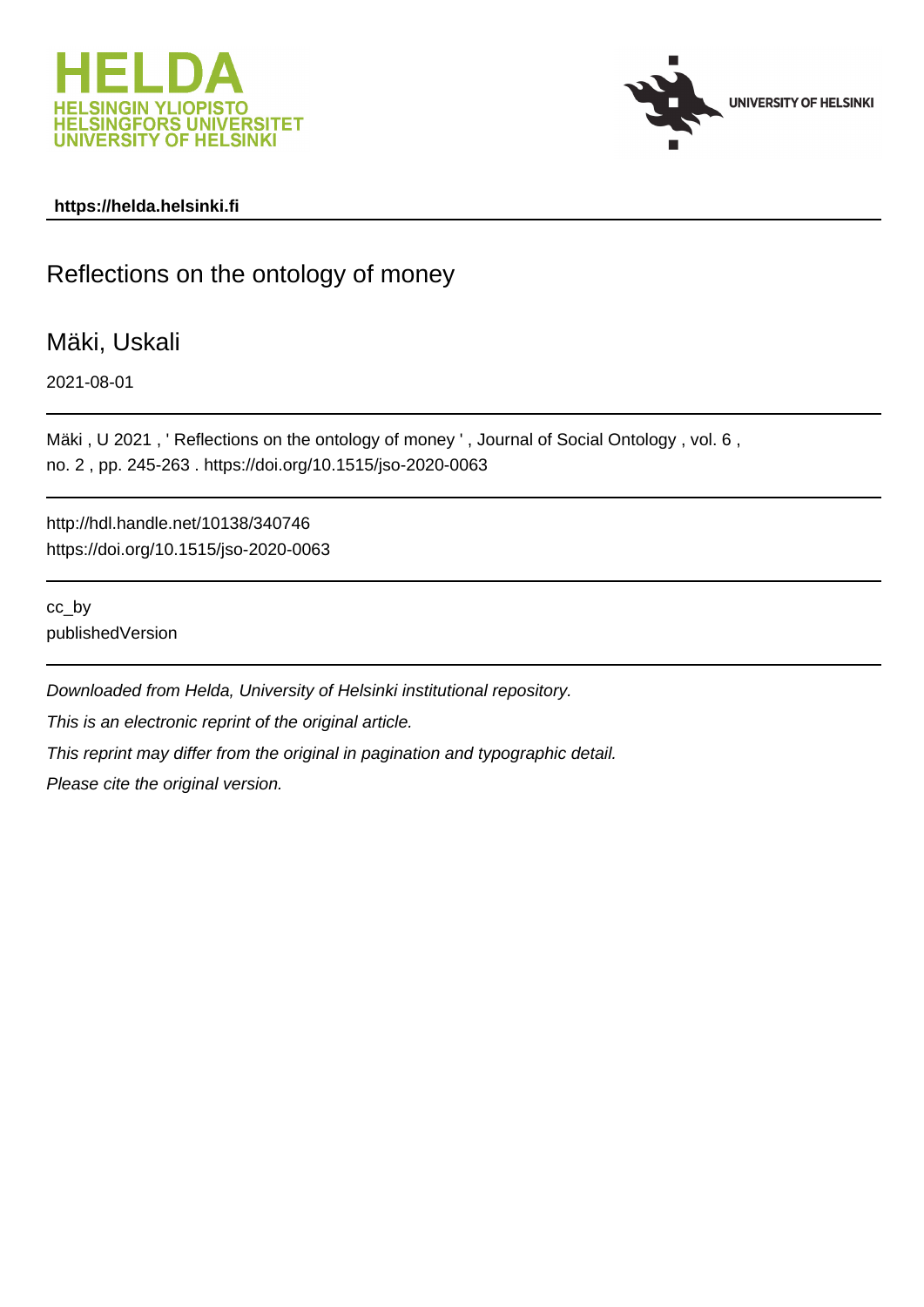HELDA
HELSINGIN YLIOPISTO
HELSINGFORS UNIVERSITET
UNIVERSITY OF HELSINKI

UNIVERSITY OF HELSINKI

**https://helda.helsinki.fi**

# Reflections on the ontology of money

Mäki, Uskali

2021-08-01

Mäki , U 2021 , ' Reflections on the ontology of money ' , Journal of Social Ontology , vol. 6 , no. 2 , pp. 245-263 . https://doi.org/10.1515/jso-2020-0063

http://hdl.handle.net/10138/340746
https://doi.org/10.1515/jso-2020-0063

cc_by
publishedVersion

*Downloaded from Helda, University of Helsinki institutional repository.*

*This is an electronic reprint of the original article.*

*This reprint may differ from the original in pagination and typographic detail.*

*Please cite the original version.*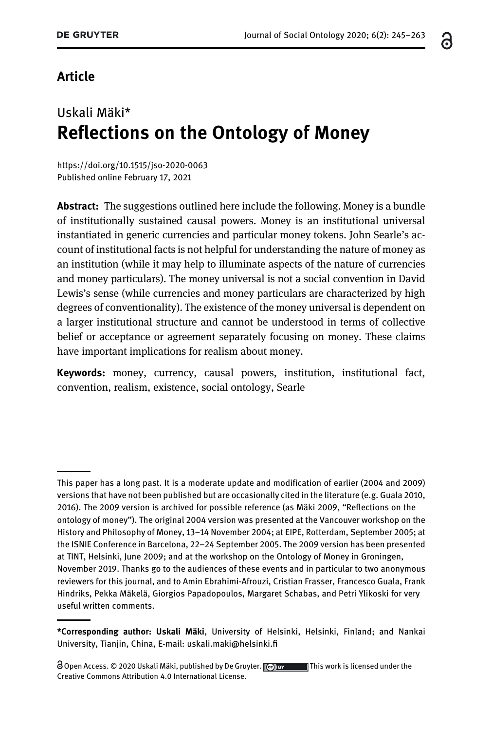**Article**

Uskali Mäki*

# Reflections on the Ontology of Money

https://doi.org/10.1515/jso-2020-0063
Published online February 17, 2021

**Abstract:** The suggestions outlined here include the following. Money is a bundle of institutionally sustained causal powers. Money is an institutional universal instantiated in generic currencies and particular money tokens. John Searle's account of institutional facts is not helpful for understanding the nature of money as an institution (while it may help to illuminate aspects of the nature of currencies and money particulars). The money universal is not a social convention in David Lewis's sense (while currencies and money particulars are characterized by high degrees of conventionality). The existence of the money universal is dependent on a larger institutional structure and cannot be understood in terms of collective belief or acceptance or agreement separately focusing on money. These claims have important implications for realism about money.

**Keywords:** money, currency, causal powers, institution, institutional fact, convention, realism, existence, social ontology, Searle

---

This paper has a long past. It is a moderate update and modification of earlier (2004 and 2009) versions that have not been published but are occasionally cited in the literature (e.g. Guala 2010, 2016). The 2009 version is archived for possible reference (as Mäki 2009, "Reflections on the ontology of money"). The original 2004 version was presented at the Vancouver workshop on the History and Philosophy of Money, 13–14 November 2004; at EIPE, Rotterdam, September 2005; at the ISNIE Conference in Barcelona, 22–24 September 2005. The 2009 version has been presented at TINT, Helsinki, June 2009; and at the workshop on the Ontology of Money in Groningen, November 2019. Thanks go to the audiences of these events and in particular to two anonymous reviewers for this journal, and to Amin Ebrahimi-Afrouzi, Cristian Frasser, Francesco Guala, Frank Hindriks, Pekka Mäkelä, Giorgios Papadopoulos, Margaret Schabas, and Petri Ylikoski for very useful written comments.

---

***Corresponding author: Uskali Mäki**, University of Helsinki, Helsinki, Finland; and Nankai University, Tianjin, China, E-mail: uskali.maki@helsinki.fi

Open Access. © 2020 Uskali Mäki, published by De Gruyter. This work is licensed under the Creative Commons Attribution 4.0 International License.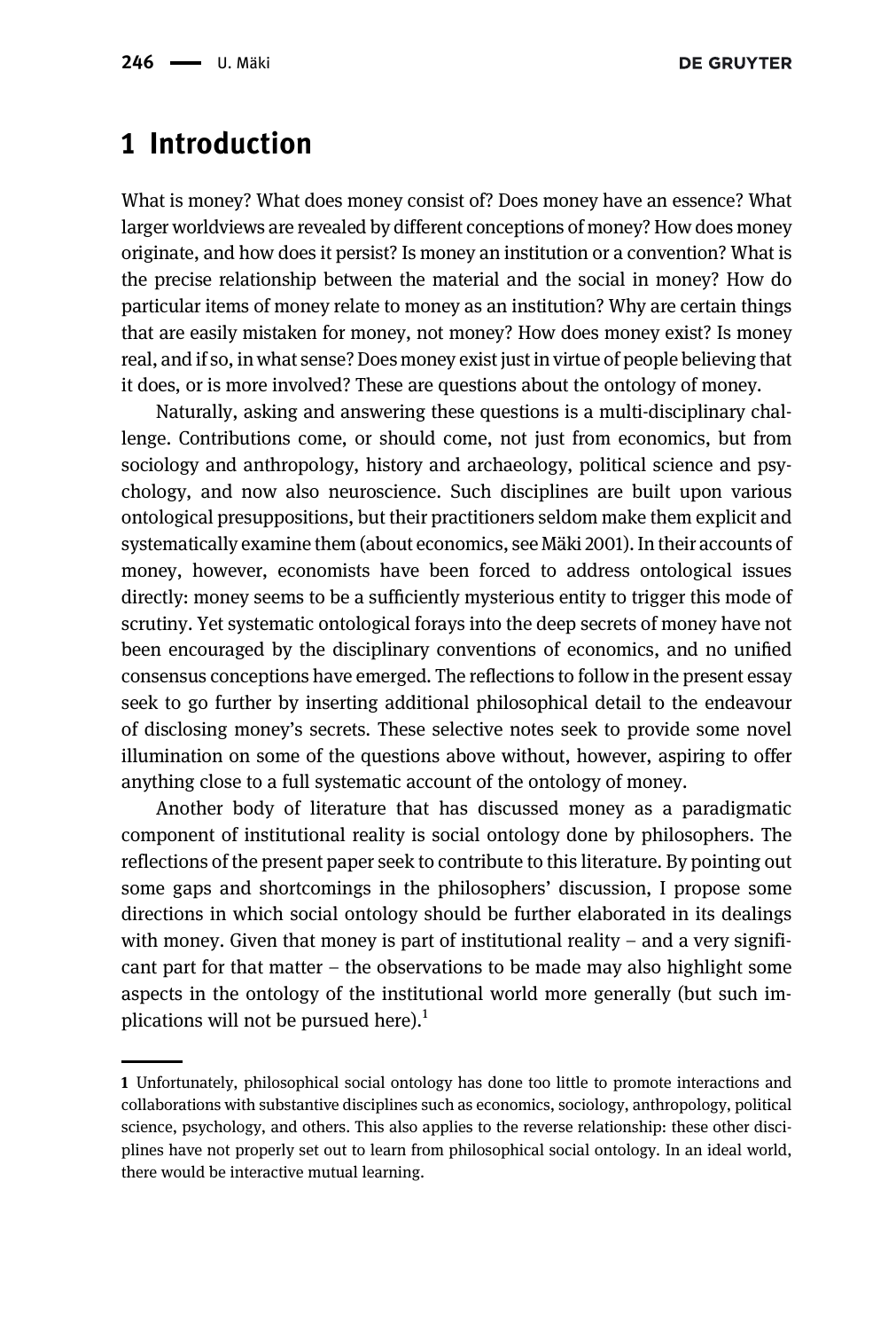# 1 Introduction

What is money? What does money consist of? Does money have an essence? What larger worldviews are revealed by different conceptions of money? How does money originate, and how does it persist? Is money an institution or a convention? What is the precise relationship between the material and the social in money? How do particular items of money relate to money as an institution? Why are certain things that are easily mistaken for money, not money? How does money exist? Is money real, and if so, in what sense? Does money exist just in virtue of people believing that it does, or is more involved? These are questions about the ontology of money.

Naturally, asking and answering these questions is a multi-disciplinary challenge. Contributions come, or should come, not just from economics, but from sociology and anthropology, history and archaeology, political science and psychology, and now also neuroscience. Such disciplines are built upon various ontological presuppositions, but their practitioners seldom make them explicit and systematically examine them (about economics, see Mäki 2001). In their accounts of money, however, economists have been forced to address ontological issues directly: money seems to be a sufficiently mysterious entity to trigger this mode of scrutiny. Yet systematic ontological forays into the deep secrets of money have not been encouraged by the disciplinary conventions of economics, and no unified consensus conceptions have emerged. The reflections to follow in the present essay seek to go further by inserting additional philosophical detail to the endeavour of disclosing money's secrets. These selective notes seek to provide some novel illumination on some of the questions above without, however, aspiring to offer anything close to a full systematic account of the ontology of money.

Another body of literature that has discussed money as a paradigmatic component of institutional reality is social ontology done by philosophers. The reflections of the present paper seek to contribute to this literature. By pointing out some gaps and shortcomings in the philosophers' discussion, I propose some directions in which social ontology should be further elaborated in its dealings with money. Given that money is part of institutional reality – and a very significant part for that matter – the observations to be made may also highlight some aspects in the ontology of the institutional world more generally (but such implications will not be pursued here).[1]

---

[1] Unfortunately, philosophical social ontology has done too little to promote interactions and collaborations with substantive disciplines such as economics, sociology, anthropology, political science, psychology, and others. This also applies to the reverse relationship: these other disciplines have not properly set out to learn from philosophical social ontology. In an ideal world, there would be interactive mutual learning.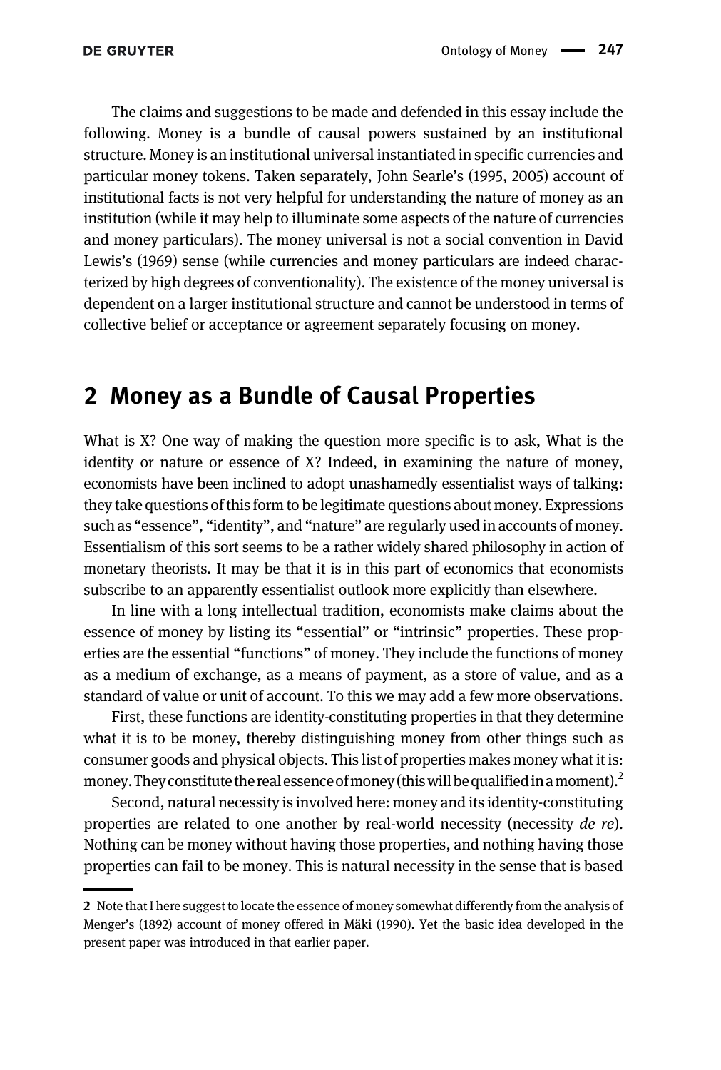The claims and suggestions to be made and defended in this essay include the following. Money is a bundle of causal powers sustained by an institutional structure. Money is an institutional universal instantiated in specific currencies and particular money tokens. Taken separately, John Searle's (1995, 2005) account of institutional facts is not very helpful for understanding the nature of money as an institution (while it may help to illuminate some aspects of the nature of currencies and money particulars). The money universal is not a social convention in David Lewis's (1969) sense (while currencies and money particulars are indeed characterized by high degrees of conventionality). The existence of the money universal is dependent on a larger institutional structure and cannot be understood in terms of collective belief or acceptance or agreement separately focusing on money.

## 2 Money as a Bundle of Causal Properties

What is X? One way of making the question more specific is to ask, What is the identity or nature or essence of X? Indeed, in examining the nature of money, economists have been inclined to adopt unashamedly essentialist ways of talking: they take questions of this form to be legitimate questions about money. Expressions such as "essence", "identity", and "nature" are regularly used in accounts of money. Essentialism of this sort seems to be a rather widely shared philosophy in action of monetary theorists. It may be that it is in this part of economics that economists subscribe to an apparently essentialist outlook more explicitly than elsewhere.

In line with a long intellectual tradition, economists make claims about the essence of money by listing its "essential" or "intrinsic" properties. These properties are the essential "functions" of money. They include the functions of money as a medium of exchange, as a means of payment, as a store of value, and as a standard of value or unit of account. To this we may add a few more observations.

First, these functions are identity-constituting properties in that they determine what it is to be money, thereby distinguishing money from other things such as consumer goods and physical objects. This list of properties makes money what it is: money. They constitute the real essence of money (this will be qualified in a moment).[2]

Second, natural necessity is involved here: money and its identity-constituting properties are related to one another by real-world necessity (necessity *de re*). Nothing can be money without having those properties, and nothing having those properties can fail to be money. This is natural necessity in the sense that is based

2 Note that I here suggest to locate the essence of money somewhat differently from the analysis of Menger's (1892) account of money offered in Mäki (1990). Yet the basic idea developed in the present paper was introduced in that earlier paper.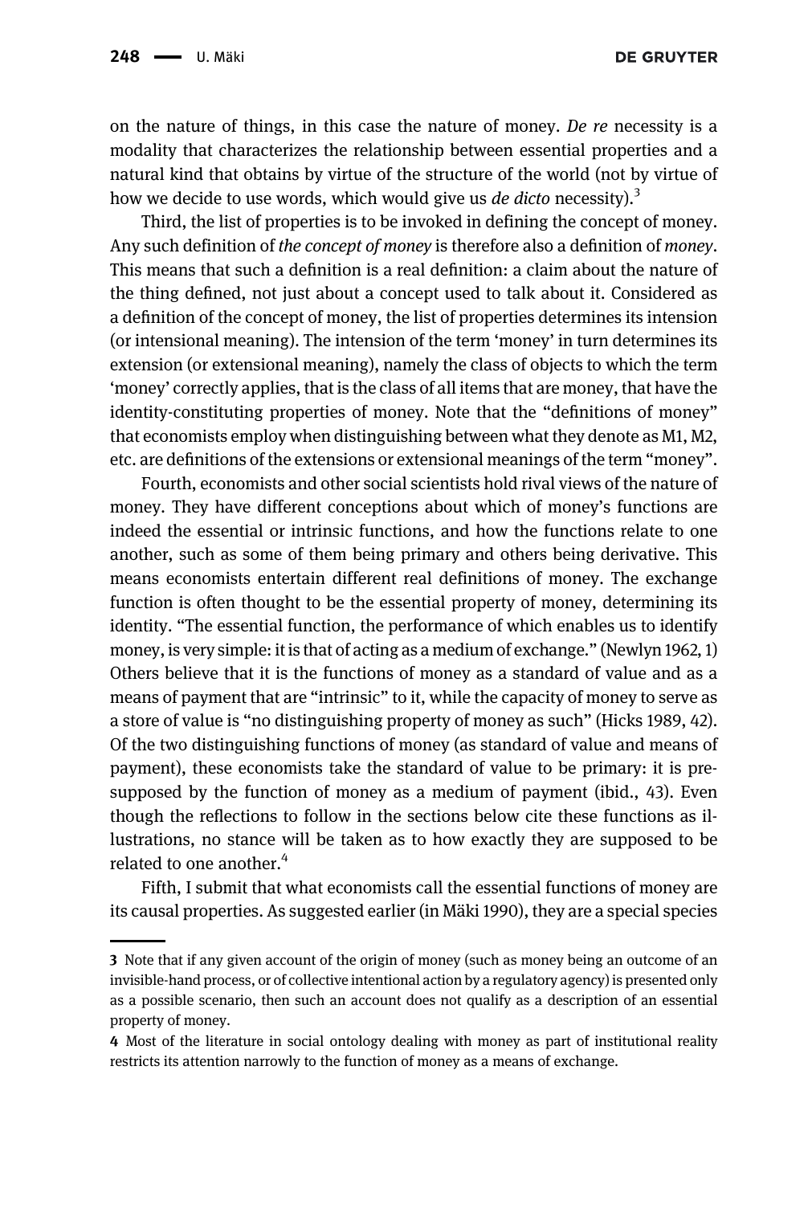on the nature of things, in this case the nature of money. *De re* necessity is a modality that characterizes the relationship between essential properties and a natural kind that obtains by virtue of the structure of the world (not by virtue of how we decide to use words, which would give us *de dicto* necessity).[3]

Third, the list of properties is to be invoked in defining the concept of money. Any such definition of *the concept of money* is therefore also a definition of *money*. This means that such a definition is a real definition: a claim about the nature of the thing defined, not just about a concept used to talk about it. Considered as a definition of the concept of money, the list of properties determines its intension (or intensional meaning). The intension of the term 'money' in turn determines its extension (or extensional meaning), namely the class of objects to which the term 'money' correctly applies, that is the class of all items that are money, that have the identity-constituting properties of money. Note that the "definitions of money" that economists employ when distinguishing between what they denote as M1, M2, etc. are definitions of the extensions or extensional meanings of the term "money".

Fourth, economists and other social scientists hold rival views of the nature of money. They have different conceptions about which of money's functions are indeed the essential or intrinsic functions, and how the functions relate to one another, such as some of them being primary and others being derivative. This means economists entertain different real definitions of money. The exchange function is often thought to be the essential property of money, determining its identity. "The essential function, the performance of which enables us to identify money, is very simple: it is that of acting as a medium of exchange." (Newlyn 1962, 1) Others believe that it is the functions of money as a standard of value and as a means of payment that are "intrinsic" to it, while the capacity of money to serve as a store of value is "no distinguishing property of money as such" (Hicks 1989, 42). Of the two distinguishing functions of money (as standard of value and means of payment), these economists take the standard of value to be primary: it is presupposed by the function of money as a medium of payment (ibid., 43). Even though the reflections to follow in the sections below cite these functions as illustrations, no stance will be taken as to how exactly they are supposed to be related to one another.[4]

Fifth, I submit that what economists call the essential functions of money are its causal properties. As suggested earlier (in Mäki 1990), they are a special species

---

3 Note that if any given account of the origin of money (such as money being an outcome of an invisible-hand process, or of collective intentional action by a regulatory agency) is presented only as a possible scenario, then such an account does not qualify as a description of an essential property of money.

4 Most of the literature in social ontology dealing with money as part of institutional reality restricts its attention narrowly to the function of money as a means of exchange.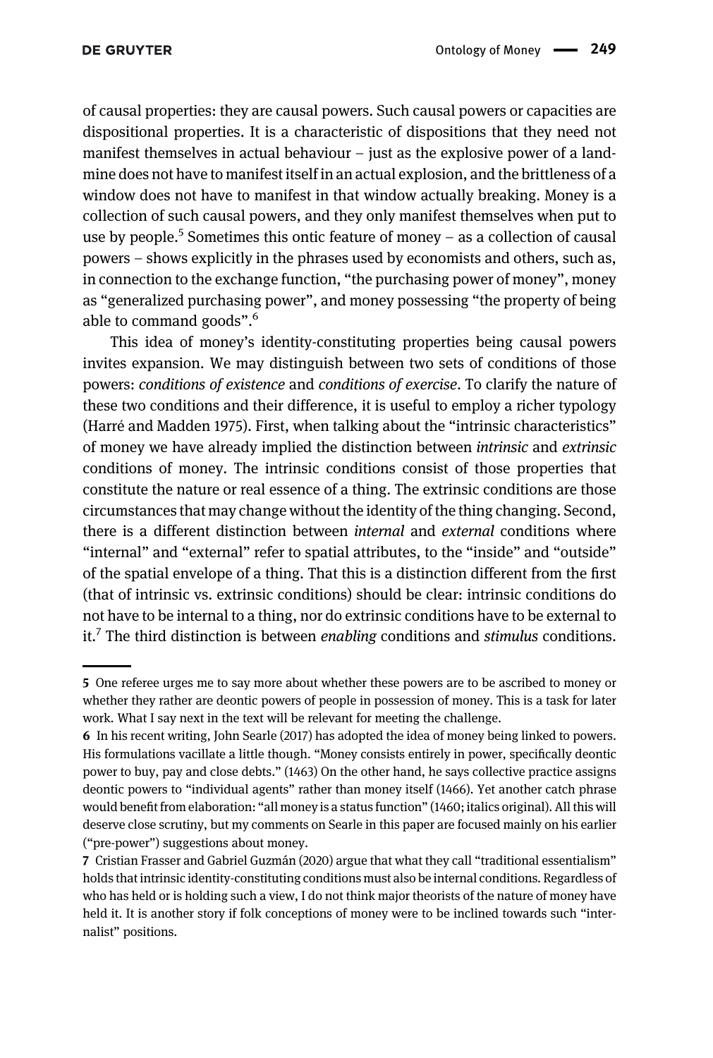of causal properties: they are causal powers. Such causal powers or capacities are dispositional properties. It is a characteristic of dispositions that they need not manifest themselves in actual behaviour – just as the explosive power of a landmine does not have to manifest itself in an actual explosion, and the brittleness of a window does not have to manifest in that window actually breaking. Money is a collection of such causal powers, and they only manifest themselves when put to use by people.[5] Sometimes this ontic feature of money – as a collection of causal powers – shows explicitly in the phrases used by economists and others, such as, in connection to the exchange function, "the purchasing power of money", money as "generalized purchasing power", and money possessing "the property of being able to command goods".[6]

This idea of money's identity-constituting properties being causal powers invites expansion. We may distinguish between two sets of conditions of those powers: *conditions of existence* and *conditions of exercise*. To clarify the nature of these two conditions and their difference, it is useful to employ a richer typology (Harré and Madden 1975). First, when talking about the "intrinsic characteristics" of money we have already implied the distinction between *intrinsic* and *extrinsic* conditions of money. The intrinsic conditions consist of those properties that constitute the nature or real essence of a thing. The extrinsic conditions are those circumstances that may change without the identity of the thing changing. Second, there is a different distinction between *internal* and *external* conditions where "internal" and "external" refer to spatial attributes, to the "inside" and "outside" of the spatial envelope of a thing. That this is a distinction different from the first (that of intrinsic vs. extrinsic conditions) should be clear: intrinsic conditions do not have to be internal to a thing, nor do extrinsic conditions have to be external to it.[7] The third distinction is between *enabling* conditions and *stimulus* conditions.

---

**5** One referee urges me to say more about whether these powers are to be ascribed to money or whether they rather are deontic powers of people in possession of money. This is a task for later work. What I say next in the text will be relevant for meeting the challenge.

**6** In his recent writing, John Searle (2017) has adopted the idea of money being linked to powers. His formulations vacillate a little though. "Money consists entirely in power, specifically deontic power to buy, pay and close debts." (1463) On the other hand, he says collective practice assigns deontic powers to "individual agents" rather than money itself (1466). Yet another catch phrase would benefit from elaboration: "all money is a status function" (1460; italics original). All this will deserve close scrutiny, but my comments on Searle in this paper are focused mainly on his earlier ("pre-power") suggestions about money.

**7** Cristian Frasser and Gabriel Guzmán (2020) argue that what they call "traditional essentialism" holds that intrinsic identity-constituting conditions must also be internal conditions. Regardless of who has held or is holding such a view, I do not think major theorists of the nature of money have held it. It is another story if folk conceptions of money were to be inclined towards such "internalist" positions.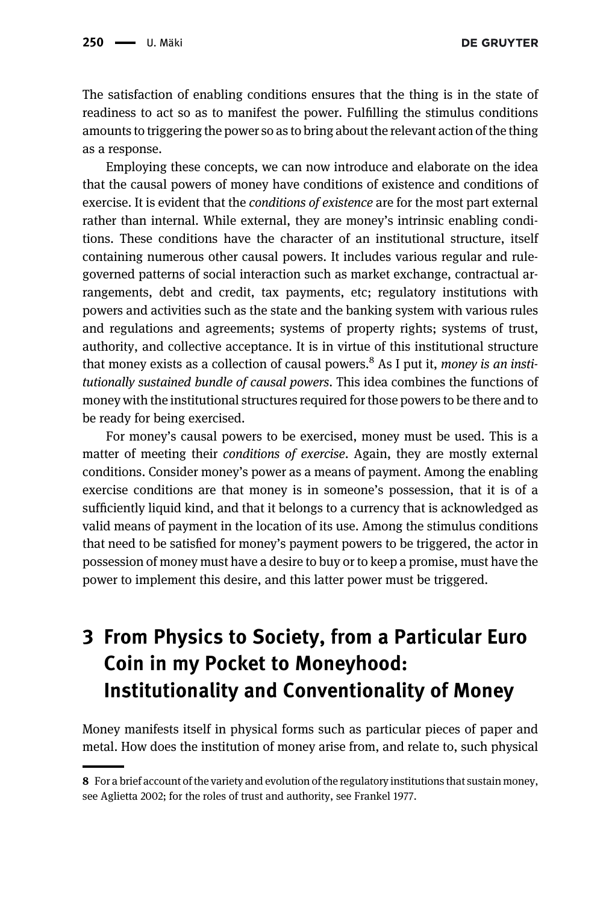The satisfaction of enabling conditions ensures that the thing is in the state of readiness to act so as to manifest the power. Fulfilling the stimulus conditions amounts to triggering the power so as to bring about the relevant action of the thing as a response.

Employing these concepts, we can now introduce and elaborate on the idea that the causal powers of money have conditions of existence and conditions of exercise. It is evident that the *conditions of existence* are for the most part external rather than internal. While external, they are money's intrinsic enabling conditions. These conditions have the character of an institutional structure, itself containing numerous other causal powers. It includes various regular and rule-governed patterns of social interaction such as market exchange, contractual arrangements, debt and credit, tax payments, etc; regulatory institutions with powers and activities such as the state and the banking system with various rules and regulations and agreements; systems of property rights; systems of trust, authority, and collective acceptance. It is in virtue of this institutional structure that money exists as a collection of causal powers.[8] As I put it, *money is an institutionally sustained bundle of causal powers*. This idea combines the functions of money with the institutional structures required for those powers to be there and to be ready for being exercised.

For money's causal powers to be exercised, money must be used. This is a matter of meeting their *conditions of exercise*. Again, they are mostly external conditions. Consider money's power as a means of payment. Among the enabling exercise conditions are that money is in someone's possession, that it is of a sufficiently liquid kind, and that it belongs to a currency that is acknowledged as valid means of payment in the location of its use. Among the stimulus conditions that need to be satisfied for money's payment powers to be triggered, the actor in possession of money must have a desire to buy or to keep a promise, must have the power to implement this desire, and this latter power must be triggered.

# 3 From Physics to Society, from a Particular Euro Coin in my Pocket to Moneyhood: Institutionality and Conventionality of Money

Money manifests itself in physical forms such as particular pieces of paper and metal. How does the institution of money arise from, and relate to, such physical

---

8 For a brief account of the variety and evolution of the regulatory institutions that sustain money, see Aglietta 2002; for the roles of trust and authority, see Frankel 1977.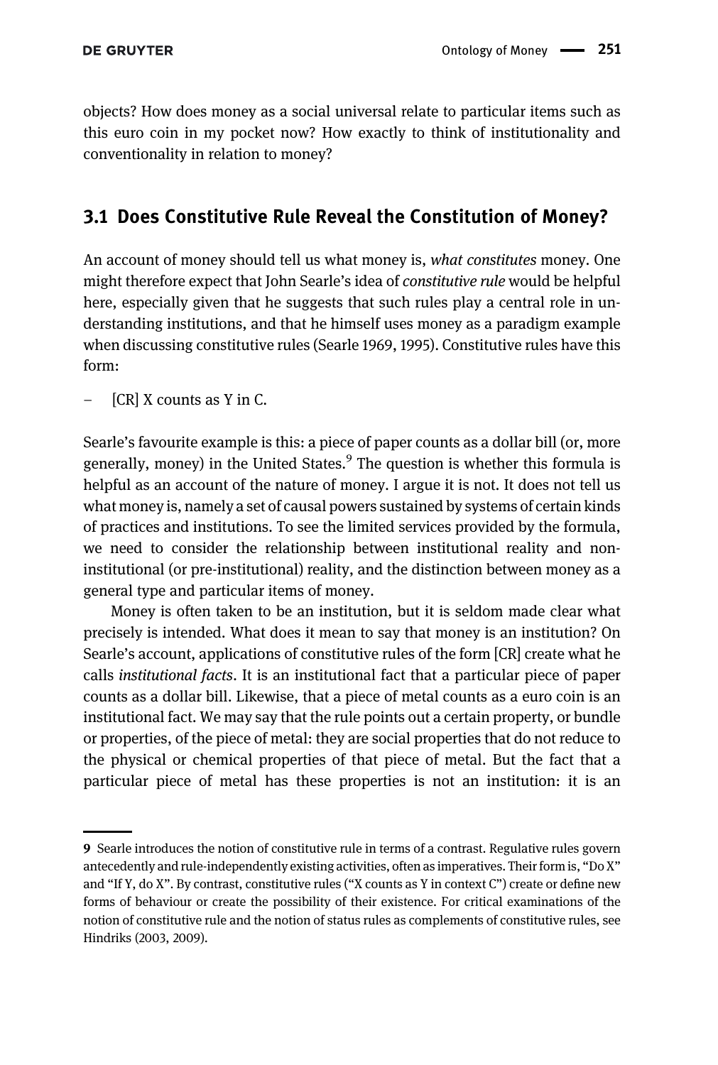objects? How does money as a social universal relate to particular items such as this euro coin in my pocket now? How exactly to think of institutionality and conventionality in relation to money?

## 3.1 Does Constitutive Rule Reveal the Constitution of Money?

An account of money should tell us what money is, *what constitutes* money. One might therefore expect that John Searle's idea of *constitutive rule* would be helpful here, especially given that he suggests that such rules play a central role in understanding institutions, and that he himself uses money as a paradigm example when discussing constitutive rules (Searle 1969, 1995). Constitutive rules have this form:

– [CR] X counts as Y in C.

Searle's favourite example is this: a piece of paper counts as a dollar bill (or, more generally, money) in the United States.[9] The question is whether this formula is helpful as an account of the nature of money. I argue it is not. It does not tell us what money is, namely a set of causal powers sustained by systems of certain kinds of practices and institutions. To see the limited services provided by the formula, we need to consider the relationship between institutional reality and non-institutional (or pre-institutional) reality, and the distinction between money as a general type and particular items of money.

Money is often taken to be an institution, but it is seldom made clear what precisely is intended. What does it mean to say that money is an institution? On Searle's account, applications of constitutive rules of the form [CR] create what he calls *institutional facts*. It is an institutional fact that a particular piece of paper counts as a dollar bill. Likewise, that a piece of metal counts as a euro coin is an institutional fact. We may say that the rule points out a certain property, or bundle or properties, of the piece of metal: they are social properties that do not reduce to the physical or chemical properties of that piece of metal. But the fact that a particular piece of metal has these properties is not an institution: it is an

---

**9** Searle introduces the notion of constitutive rule in terms of a contrast. Regulative rules govern antecedently and rule-independently existing activities, often as imperatives. Their form is, "Do X" and "If Y, do X". By contrast, constitutive rules ("X counts as Y in context C") create or define new forms of behaviour or create the possibility of their existence. For critical examinations of the notion of constitutive rule and the notion of status rules as complements of constitutive rules, see Hindriks (2003, 2009).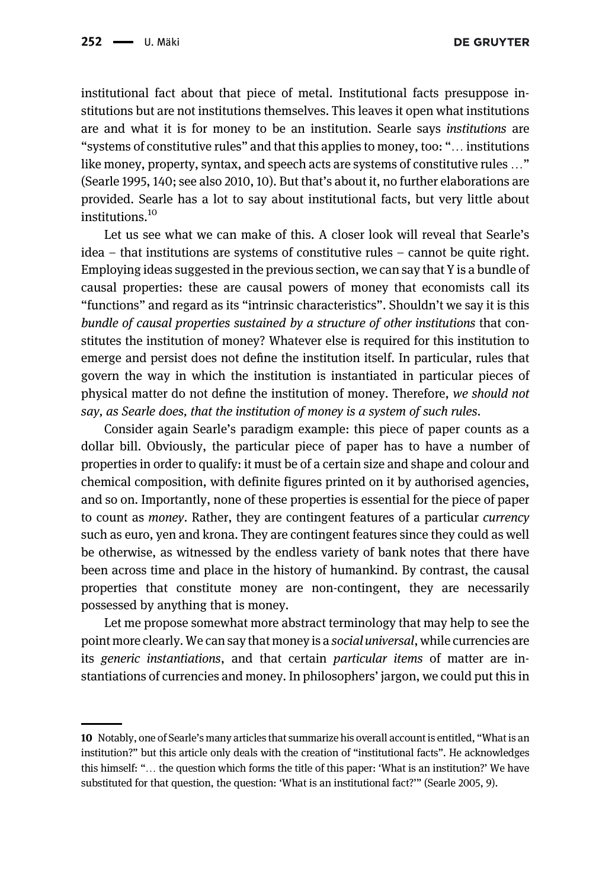institutional fact about that piece of metal. Institutional facts presuppose institutions but are not institutions themselves. This leaves it open what institutions are and what it is for money to be an institution. Searle says *institutions* are "systems of constitutive rules" and that this applies to money, too: "… institutions like money, property, syntax, and speech acts are systems of constitutive rules …" (Searle 1995, 140; see also 2010, 10). But that's about it, no further elaborations are provided. Searle has a lot to say about institutional facts, but very little about institutions.[10]

Let us see what we can make of this. A closer look will reveal that Searle's idea – that institutions are systems of constitutive rules – cannot be quite right. Employing ideas suggested in the previous section, we can say that Y is a bundle of causal properties: these are causal powers of money that economists call its "functions" and regard as its "intrinsic characteristics". Shouldn't we say it is this *bundle of causal properties sustained by a structure of other institutions* that constitutes the institution of money? Whatever else is required for this institution to emerge and persist does not define the institution itself. In particular, rules that govern the way in which the institution is instantiated in particular pieces of physical matter do not define the institution of money. Therefore, *we should not say, as Searle does, that the institution of money is a system of such rules*.

Consider again Searle's paradigm example: this piece of paper counts as a dollar bill. Obviously, the particular piece of paper has to have a number of properties in order to qualify: it must be of a certain size and shape and colour and chemical composition, with definite figures printed on it by authorised agencies, and so on. Importantly, none of these properties is essential for the piece of paper to count as *money*. Rather, they are contingent features of a particular *currency* such as euro, yen and krona. They are contingent features since they could as well be otherwise, as witnessed by the endless variety of bank notes that there have been across time and place in the history of humankind. By contrast, the causal properties that constitute money are non-contingent, they are necessarily possessed by anything that is money.

Let me propose somewhat more abstract terminology that may help to see the point more clearly. We can say that money is a *social universal*, while currencies are its *generic instantiations*, and that certain *particular items* of matter are instantiations of currencies and money. In philosophers' jargon, we could put this in

---

10 Notably, one of Searle's many articles that summarize his overall account is entitled, "What is an institution?" but this article only deals with the creation of "institutional facts". He acknowledges this himself: "… the question which forms the title of this paper: 'What is an institution?' We have substituted for that question, the question: 'What is an institutional fact?'" (Searle 2005, 9).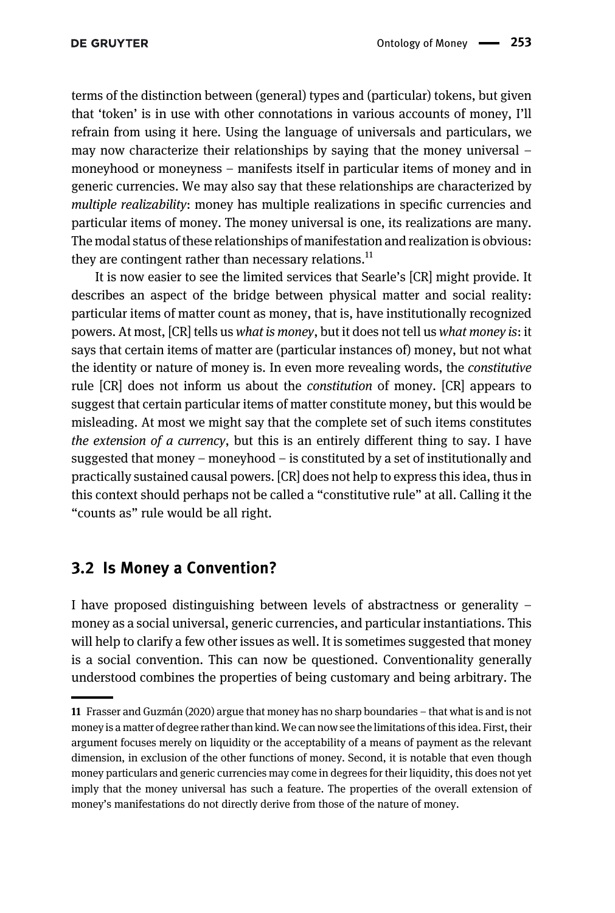terms of the distinction between (general) types and (particular) tokens, but given that 'token' is in use with other connotations in various accounts of money, I'll refrain from using it here. Using the language of universals and particulars, we may now characterize their relationships by saying that the money universal – moneyhood or moneyness – manifests itself in particular items of money and in generic currencies. We may also say that these relationships are characterized by *multiple realizability*: money has multiple realizations in specific currencies and particular items of money. The money universal is one, its realizations are many. The modal status of these relationships of manifestation and realization is obvious: they are contingent rather than necessary relations.[11]

It is now easier to see the limited services that Searle's [CR] might provide. It describes an aspect of the bridge between physical matter and social reality: particular items of matter count as money, that is, have institutionally recognized powers. At most, [CR] tells us *what is money*, but it does not tell us *what money is*: it says that certain items of matter are (particular instances of) money, but not what the identity or nature of money is. In even more revealing words, the *constitutive* rule [CR] does not inform us about the *constitution* of money. [CR] appears to suggest that certain particular items of matter constitute money, but this would be misleading. At most we might say that the complete set of such items constitutes *the extension of a currency*, but this is an entirely different thing to say. I have suggested that money – moneyhood – is constituted by a set of institutionally and practically sustained causal powers. [CR] does not help to express this idea, thus in this context should perhaps not be called a "constitutive rule" at all. Calling it the "counts as" rule would be all right.

## 3.2 Is Money a Convention?

I have proposed distinguishing between levels of abstractness or generality – money as a social universal, generic currencies, and particular instantiations. This will help to clarify a few other issues as well. It is sometimes suggested that money is a social convention. This can now be questioned. Conventionality generally understood combines the properties of being customary and being arbitrary. The

---

**11** Frasser and Guzmán (2020) argue that money has no sharp boundaries – that what is and is not money is a matter of degree rather than kind. We can now see the limitations of this idea. First, their argument focuses merely on liquidity or the acceptability of a means of payment as the relevant dimension, in exclusion of the other functions of money. Second, it is notable that even though money particulars and generic currencies may come in degrees for their liquidity, this does not yet imply that the money universal has such a feature. The properties of the overall extension of money's manifestations do not directly derive from those of the nature of money.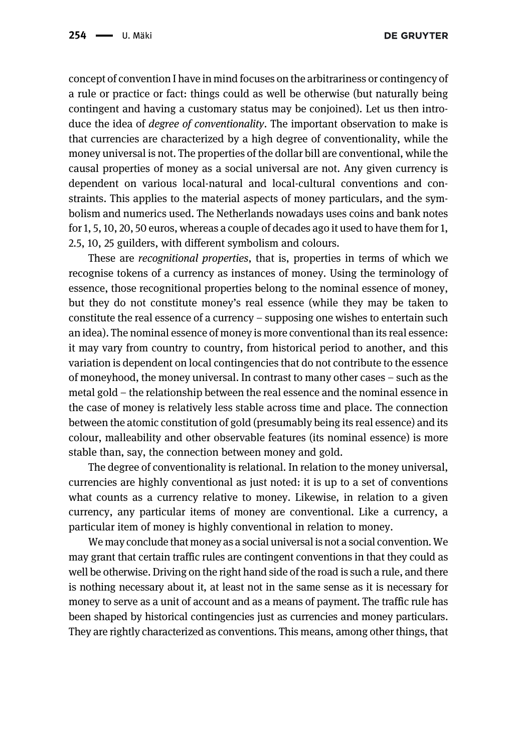concept of convention I have in mind focuses on the arbitrariness or contingency of a rule or practice or fact: things could as well be otherwise (but naturally being contingent and having a customary status may be conjoined). Let us then introduce the idea of *degree of conventionality*. The important observation to make is that currencies are characterized by a high degree of conventionality, while the money universal is not. The properties of the dollar bill are conventional, while the causal properties of money as a social universal are not. Any given currency is dependent on various local-natural and local-cultural conventions and constraints. This applies to the material aspects of money particulars, and the symbolism and numerics used. The Netherlands nowadays uses coins and bank notes for 1, 5, 10, 20, 50 euros, whereas a couple of decades ago it used to have them for 1, 2.5, 10, 25 guilders, with different symbolism and colours.

These are *recognitional properties*, that is, properties in terms of which we recognise tokens of a currency as instances of money. Using the terminology of essence, those recognitional properties belong to the nominal essence of money, but they do not constitute money's real essence (while they may be taken to constitute the real essence of a currency – supposing one wishes to entertain such an idea). The nominal essence of money is more conventional than its real essence: it may vary from country to country, from historical period to another, and this variation is dependent on local contingencies that do not contribute to the essence of moneyhood, the money universal. In contrast to many other cases – such as the metal gold – the relationship between the real essence and the nominal essence in the case of money is relatively less stable across time and place. The connection between the atomic constitution of gold (presumably being its real essence) and its colour, malleability and other observable features (its nominal essence) is more stable than, say, the connection between money and gold.

The degree of conventionality is relational. In relation to the money universal, currencies are highly conventional as just noted: it is up to a set of conventions what counts as a currency relative to money. Likewise, in relation to a given currency, any particular items of money are conventional. Like a currency, a particular item of money is highly conventional in relation to money.

We may conclude that money as a social universal is not a social convention. We may grant that certain traffic rules are contingent conventions in that they could as well be otherwise. Driving on the right hand side of the road is such a rule, and there is nothing necessary about it, at least not in the same sense as it is necessary for money to serve as a unit of account and as a means of payment. The traffic rule has been shaped by historical contingencies just as currencies and money particulars. They are rightly characterized as conventions. This means, among other things, that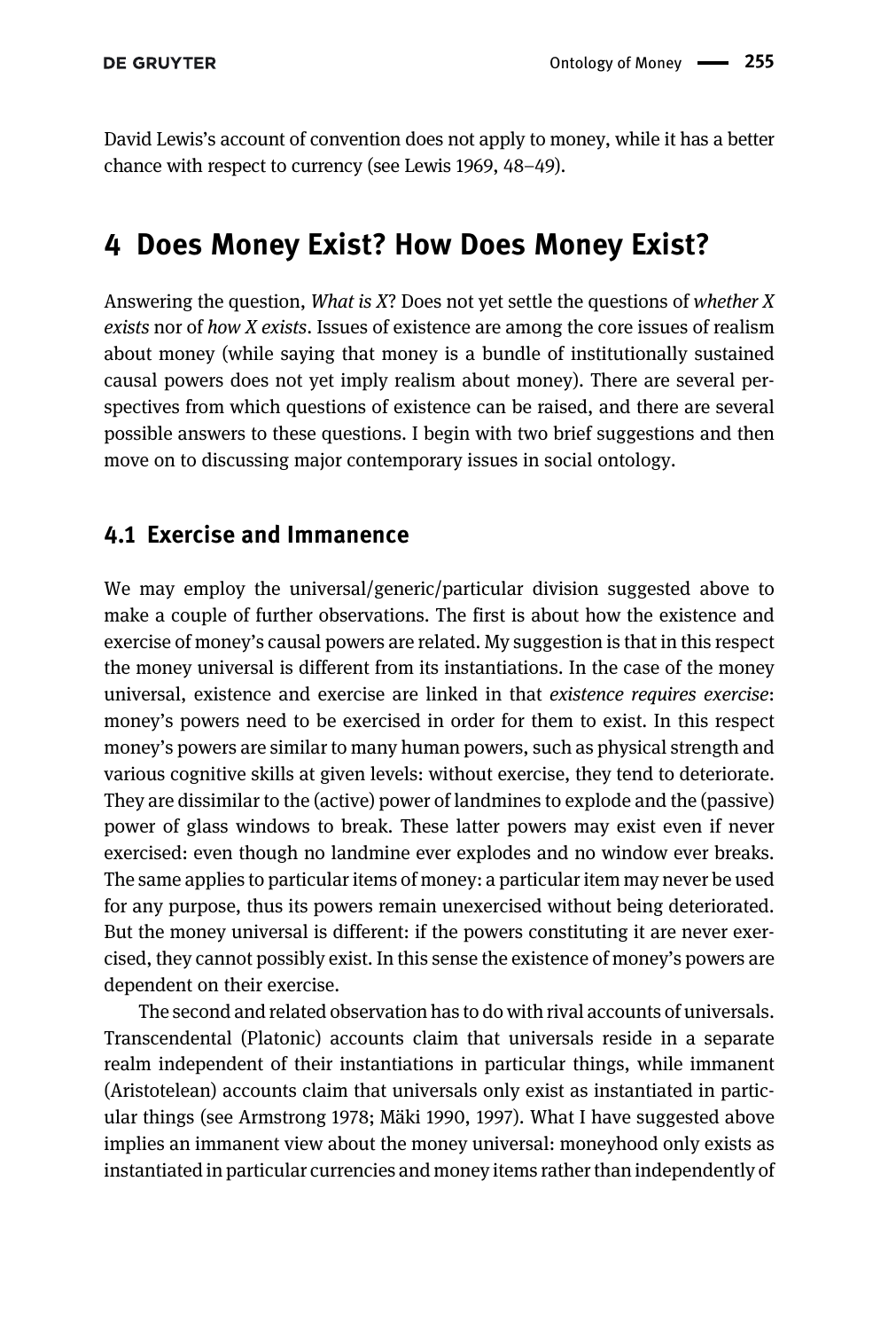David Lewis's account of convention does not apply to money, while it has a better chance with respect to currency (see Lewis 1969, 48–49).

## 4 Does Money Exist? How Does Money Exist?

Answering the question, *What is X*? Does not yet settle the questions of *whether X exists* nor of *how X exists*. Issues of existence are among the core issues of realism about money (while saying that money is a bundle of institutionally sustained causal powers does not yet imply realism about money). There are several perspectives from which questions of existence can be raised, and there are several possible answers to these questions. I begin with two brief suggestions and then move on to discussing major contemporary issues in social ontology.

### 4.1 Exercise and Immanence

We may employ the universal/generic/particular division suggested above to make a couple of further observations. The first is about how the existence and exercise of money's causal powers are related. My suggestion is that in this respect the money universal is different from its instantiations. In the case of the money universal, existence and exercise are linked in that *existence requires exercise*: money's powers need to be exercised in order for them to exist. In this respect money's powers are similar to many human powers, such as physical strength and various cognitive skills at given levels: without exercise, they tend to deteriorate. They are dissimilar to the (active) power of landmines to explode and the (passive) power of glass windows to break. These latter powers may exist even if never exercised: even though no landmine ever explodes and no window ever breaks. The same applies to particular items of money: a particular item may never be used for any purpose, thus its powers remain unexercised without being deteriorated. But the money universal is different: if the powers constituting it are never exercised, they cannot possibly exist. In this sense the existence of money's powers are dependent on their exercise.

The second and related observation has to do with rival accounts of universals. Transcendental (Platonic) accounts claim that universals reside in a separate realm independent of their instantiations in particular things, while immanent (Aristotelean) accounts claim that universals only exist as instantiated in particular things (see Armstrong 1978; Mäki 1990, 1997). What I have suggested above implies an immanent view about the money universal: moneyhood only exists as instantiated in particular currencies and money items rather than independently of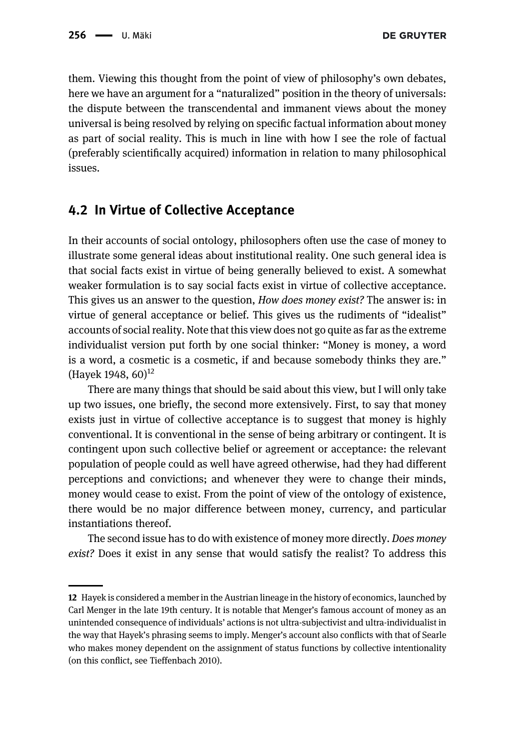them. Viewing this thought from the point of view of philosophy's own debates, here we have an argument for a "naturalized" position in the theory of universals: the dispute between the transcendental and immanent views about the money universal is being resolved by relying on specific factual information about money as part of social reality. This is much in line with how I see the role of factual (preferably scientifically acquired) information in relation to many philosophical issues.

## 4.2 In Virtue of Collective Acceptance

In their accounts of social ontology, philosophers often use the case of money to illustrate some general ideas about institutional reality. One such general idea is that social facts exist in virtue of being generally believed to exist. A somewhat weaker formulation is to say social facts exist in virtue of collective acceptance. This gives us an answer to the question, *How does money exist?* The answer is: in virtue of general acceptance or belief. This gives us the rudiments of "idealist" accounts of social reality. Note that this view does not go quite as far as the extreme individualist version put forth by one social thinker: "Money is money, a word is a word, a cosmetic is a cosmetic, if and because somebody thinks they are." (Hayek 1948, 60)[12]

There are many things that should be said about this view, but I will only take up two issues, one briefly, the second more extensively. First, to say that money exists just in virtue of collective acceptance is to suggest that money is highly conventional. It is conventional in the sense of being arbitrary or contingent. It is contingent upon such collective belief or agreement or acceptance: the relevant population of people could as well have agreed otherwise, had they had different perceptions and convictions; and whenever they were to change their minds, money would cease to exist. From the point of view of the ontology of existence, there would be no major difference between money, currency, and particular instantiations thereof.

The second issue has to do with existence of money more directly. *Does money exist?* Does it exist in any sense that would satisfy the realist? To address this

---

**12** Hayek is considered a member in the Austrian lineage in the history of economics, launched by Carl Menger in the late 19th century. It is notable that Menger's famous account of money as an unintended consequence of individuals' actions is not ultra-subjectivist and ultra-individualist in the way that Hayek's phrasing seems to imply. Menger's account also conflicts with that of Searle who makes money dependent on the assignment of status functions by collective intentionality (on this conflict, see Tieffenbach 2010).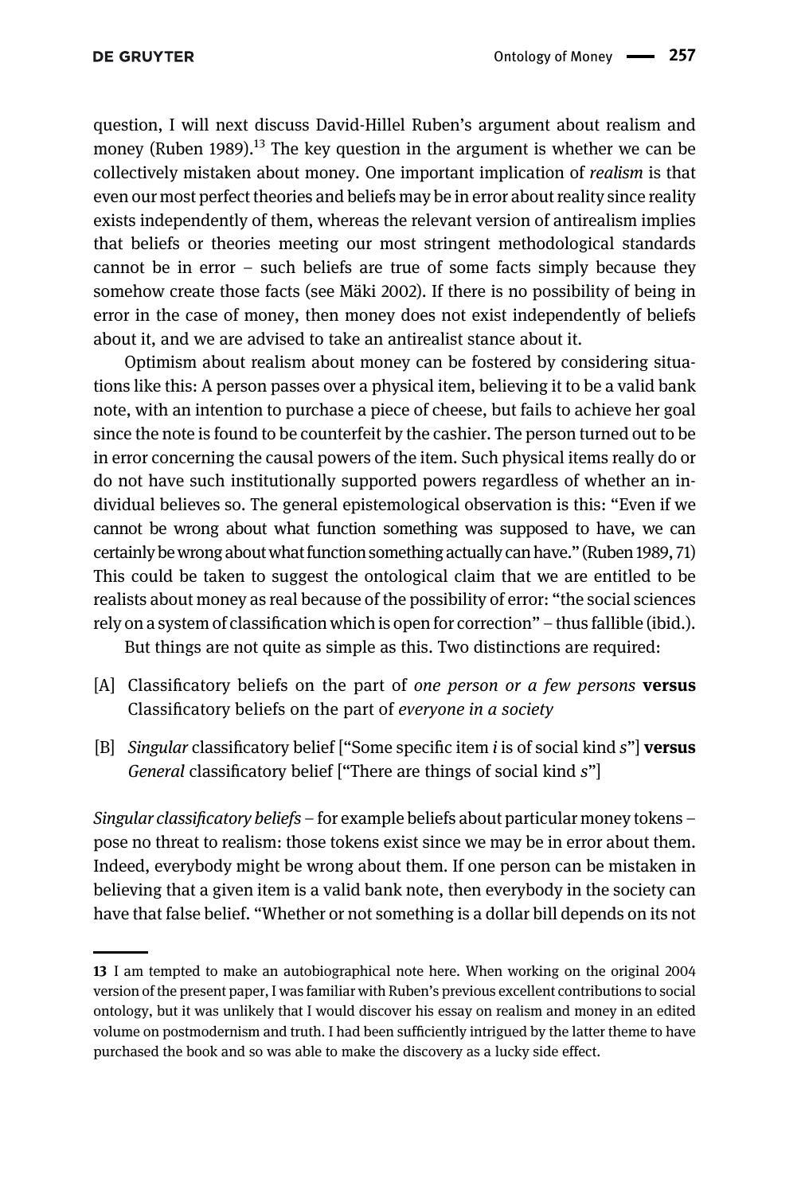question, I will next discuss David-Hillel Ruben's argument about realism and money (Ruben 1989).[13] The key question in the argument is whether we can be collectively mistaken about money. One important implication of *realism* is that even our most perfect theories and beliefs may be in error about reality since reality exists independently of them, whereas the relevant version of antirealism implies that beliefs or theories meeting our most stringent methodological standards cannot be in error – such beliefs are true of some facts simply because they somehow create those facts (see Mäki 2002). If there is no possibility of being in error in the case of money, then money does not exist independently of beliefs about it, and we are advised to take an antirealist stance about it.

Optimism about realism about money can be fostered by considering situations like this: A person passes over a physical item, believing it to be a valid bank note, with an intention to purchase a piece of cheese, but fails to achieve her goal since the note is found to be counterfeit by the cashier. The person turned out to be in error concerning the causal powers of the item. Such physical items really do or do not have such institutionally supported powers regardless of whether an individual believes so. The general epistemological observation is this: "Even if we cannot be wrong about what function something was supposed to have, we can certainly be wrong about what function something actually can have." (Ruben 1989, 71) This could be taken to suggest the ontological claim that we are entitled to be realists about money as real because of the possibility of error: "the social sciences rely on a system of classification which is open for correction" – thus fallible (ibid.).

But things are not quite as simple as this. Two distinctions are required:

[A] Classificatory beliefs on the part of *one person or a few persons* **versus** Classificatory beliefs on the part of *everyone in a society*

[B] *Singular* classificatory belief ["Some specific item *i* is of social kind *s*"] **versus** *General* classificatory belief ["There are things of social kind *s*"]

*Singular classificatory beliefs* – for example beliefs about particular money tokens – pose no threat to realism: those tokens exist since we may be in error about them. Indeed, everybody might be wrong about them. If one person can be mistaken in believing that a given item is a valid bank note, then everybody in the society can have that false belief. "Whether or not something is a dollar bill depends on its not

---

13 I am tempted to make an autobiographical note here. When working on the original 2004 version of the present paper, I was familiar with Ruben's previous excellent contributions to social ontology, but it was unlikely that I would discover his essay on realism and money in an edited volume on postmodernism and truth. I had been sufficiently intrigued by the latter theme to have purchased the book and so was able to make the discovery as a lucky side effect.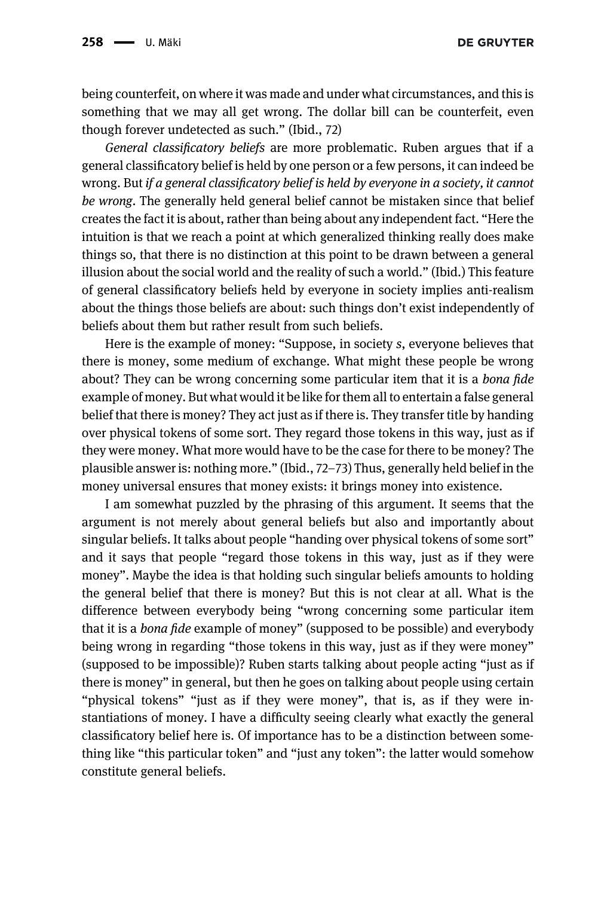being counterfeit, on where it was made and under what circumstances, and this is something that we may all get wrong. The dollar bill can be counterfeit, even though forever undetected as such." (Ibid., 72)

*General classificatory beliefs* are more problematic. Ruben argues that if a general classificatory belief is held by one person or a few persons, it can indeed be wrong. But *if a general classificatory belief is held by everyone in a society, it cannot be wrong*. The generally held general belief cannot be mistaken since that belief creates the fact it is about, rather than being about any independent fact. "Here the intuition is that we reach a point at which generalized thinking really does make things so, that there is no distinction at this point to be drawn between a general illusion about the social world and the reality of such a world." (Ibid.) This feature of general classificatory beliefs held by everyone in society implies anti-realism about the things those beliefs are about: such things don't exist independently of beliefs about them but rather result from such beliefs.

Here is the example of money: "Suppose, in society *s*, everyone believes that there is money, some medium of exchange. What might these people be wrong about? They can be wrong concerning some particular item that it is a *bona fide* example of money. But what would it be like for them all to entertain a false general belief that there is money? They act just as if there is. They transfer title by handing over physical tokens of some sort. They regard those tokens in this way, just as if they were money. What more would have to be the case for there to be money? The plausible answer is: nothing more." (Ibid., 72–73) Thus, generally held belief in the money universal ensures that money exists: it brings money into existence.

I am somewhat puzzled by the phrasing of this argument. It seems that the argument is not merely about general beliefs but also and importantly about singular beliefs. It talks about people "handing over physical tokens of some sort" and it says that people "regard those tokens in this way, just as if they were money". Maybe the idea is that holding such singular beliefs amounts to holding the general belief that there is money? But this is not clear at all. What is the difference between everybody being "wrong concerning some particular item that it is a *bona fide* example of money" (supposed to be possible) and everybody being wrong in regarding "those tokens in this way, just as if they were money" (supposed to be impossible)? Ruben starts talking about people acting "just as if there is money" in general, but then he goes on talking about people using certain "physical tokens" "just as if they were money", that is, as if they were instantiations of money. I have a difficulty seeing clearly what exactly the general classificatory belief here is. Of importance has to be a distinction between something like "this particular token" and "just any token": the latter would somehow constitute general beliefs.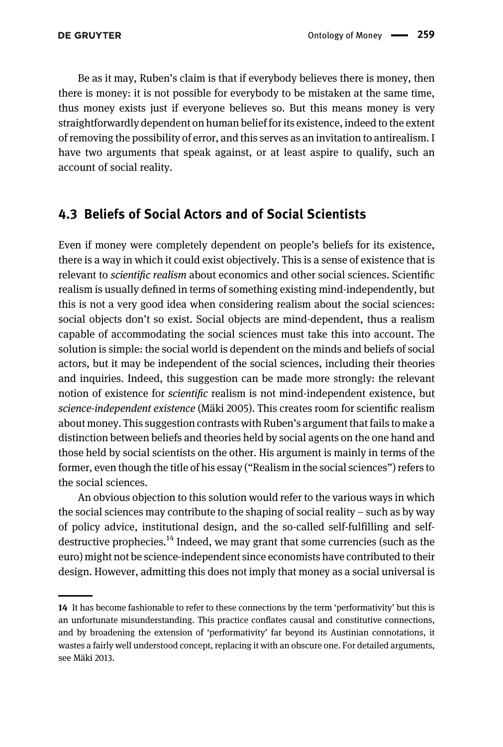Be as it may, Ruben's claim is that if everybody believes there is money, then there is money: it is not possible for everybody to be mistaken at the same time, thus money exists just if everyone believes so. But this means money is very straightforwardly dependent on human belief for its existence, indeed to the extent of removing the possibility of error, and this serves as an invitation to antirealism. I have two arguments that speak against, or at least aspire to qualify, such an account of social reality.

## 4.3 Beliefs of Social Actors and of Social Scientists

Even if money were completely dependent on people's beliefs for its existence, there is a way in which it could exist objectively. This is a sense of existence that is relevant to *scientific realism* about economics and other social sciences. Scientific realism is usually defined in terms of something existing mind-independently, but this is not a very good idea when considering realism about the social sciences: social objects don't so exist. Social objects are mind-dependent, thus a realism capable of accommodating the social sciences must take this into account. The solution is simple: the social world is dependent on the minds and beliefs of social actors, but it may be independent of the social sciences, including their theories and inquiries. Indeed, this suggestion can be made more strongly: the relevant notion of existence for *scientific* realism is not mind-independent existence, but *science-independent existence* (Mäki 2005). This creates room for scientific realism about money. This suggestion contrasts with Ruben's argument that fails to make a distinction between beliefs and theories held by social agents on the one hand and those held by social scientists on the other. His argument is mainly in terms of the former, even though the title of his essay ("Realism in the social sciences") refers to the social sciences.

An obvious objection to this solution would refer to the various ways in which the social sciences may contribute to the shaping of social reality – such as by way of policy advice, institutional design, and the so-called self-fulfilling and self-destructive prophecies.[14] Indeed, we may grant that some currencies (such as the euro) might not be science-independent since economists have contributed to their design. However, admitting this does not imply that money as a social universal is

---

14 It has become fashionable to refer to these connections by the term 'performativity' but this is an unfortunate misunderstanding. This practice conflates causal and constitutive connections, and by broadening the extension of 'performativity' far beyond its Austinian connotations, it wastes a fairly well understood concept, replacing it with an obscure one. For detailed arguments, see Mäki 2013.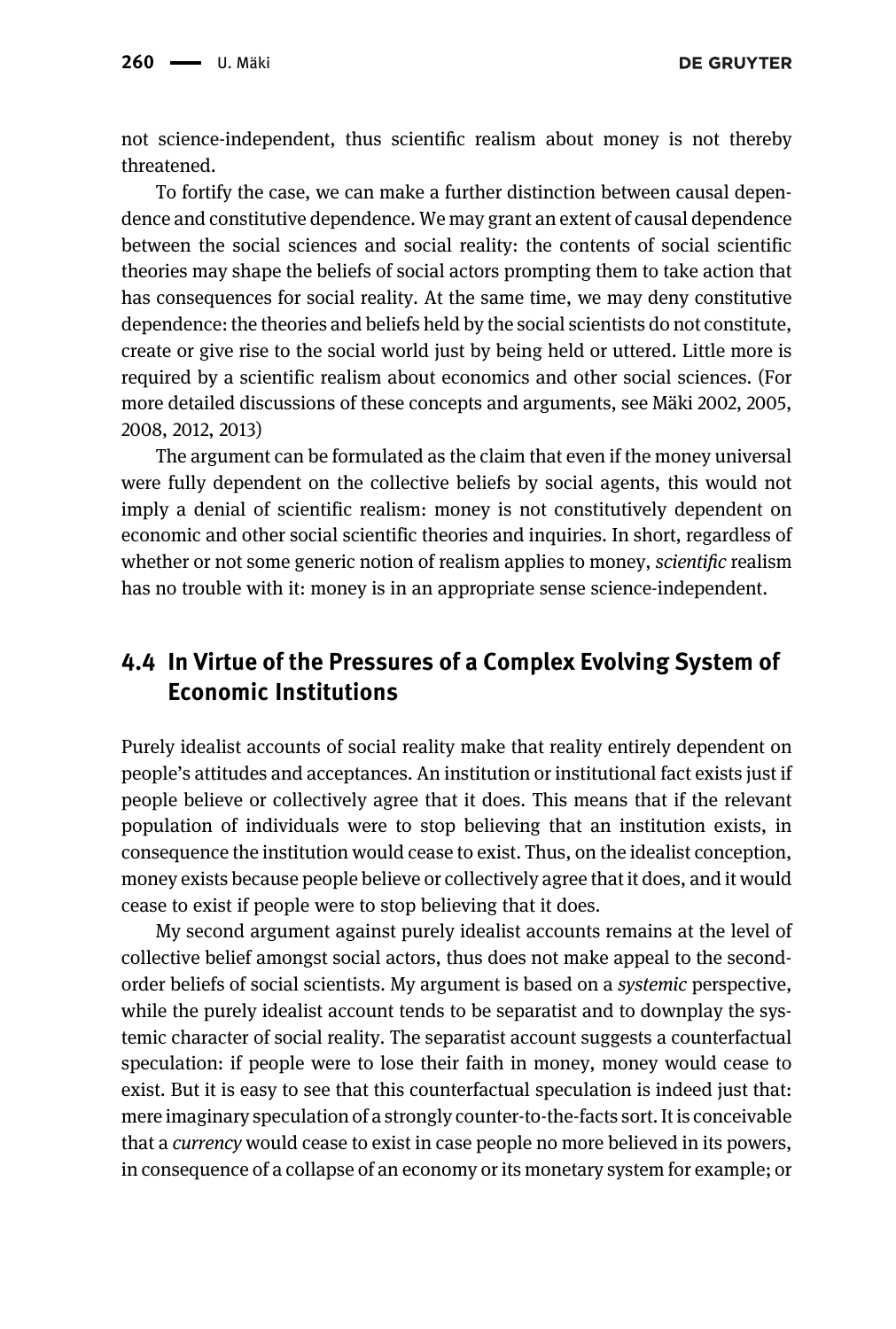not science-independent, thus scientific realism about money is not thereby threatened.

To fortify the case, we can make a further distinction between causal dependence and constitutive dependence. We may grant an extent of causal dependence between the social sciences and social reality: the contents of social scientific theories may shape the beliefs of social actors prompting them to take action that has consequences for social reality. At the same time, we may deny constitutive dependence: the theories and beliefs held by the social scientists do not constitute, create or give rise to the social world just by being held or uttered. Little more is required by a scientific realism about economics and other social sciences. (For more detailed discussions of these concepts and arguments, see Mäki 2002, 2005, 2008, 2012, 2013)

The argument can be formulated as the claim that even if the money universal were fully dependent on the collective beliefs by social agents, this would not imply a denial of scientific realism: money is not constitutively dependent on economic and other social scientific theories and inquiries. In short, regardless of whether or not some generic notion of realism applies to money, *scientific* realism has no trouble with it: money is in an appropriate sense science-independent.

## 4.4 In Virtue of the Pressures of a Complex Evolving System of Economic Institutions

Purely idealist accounts of social reality make that reality entirely dependent on people's attitudes and acceptances. An institution or institutional fact exists just if people believe or collectively agree that it does. This means that if the relevant population of individuals were to stop believing that an institution exists, in consequence the institution would cease to exist. Thus, on the idealist conception, money exists because people believe or collectively agree that it does, and it would cease to exist if people were to stop believing that it does.

My second argument against purely idealist accounts remains at the level of collective belief amongst social actors, thus does not make appeal to the second-order beliefs of social scientists. My argument is based on a *systemic* perspective, while the purely idealist account tends to be separatist and to downplay the systemic character of social reality. The separatist account suggests a counterfactual speculation: if people were to lose their faith in money, money would cease to exist. But it is easy to see that this counterfactual speculation is indeed just that: mere imaginary speculation of a strongly counter-to-the-facts sort. It is conceivable that a *currency* would cease to exist in case people no more believed in its powers, in consequence of a collapse of an economy or its monetary system for example; or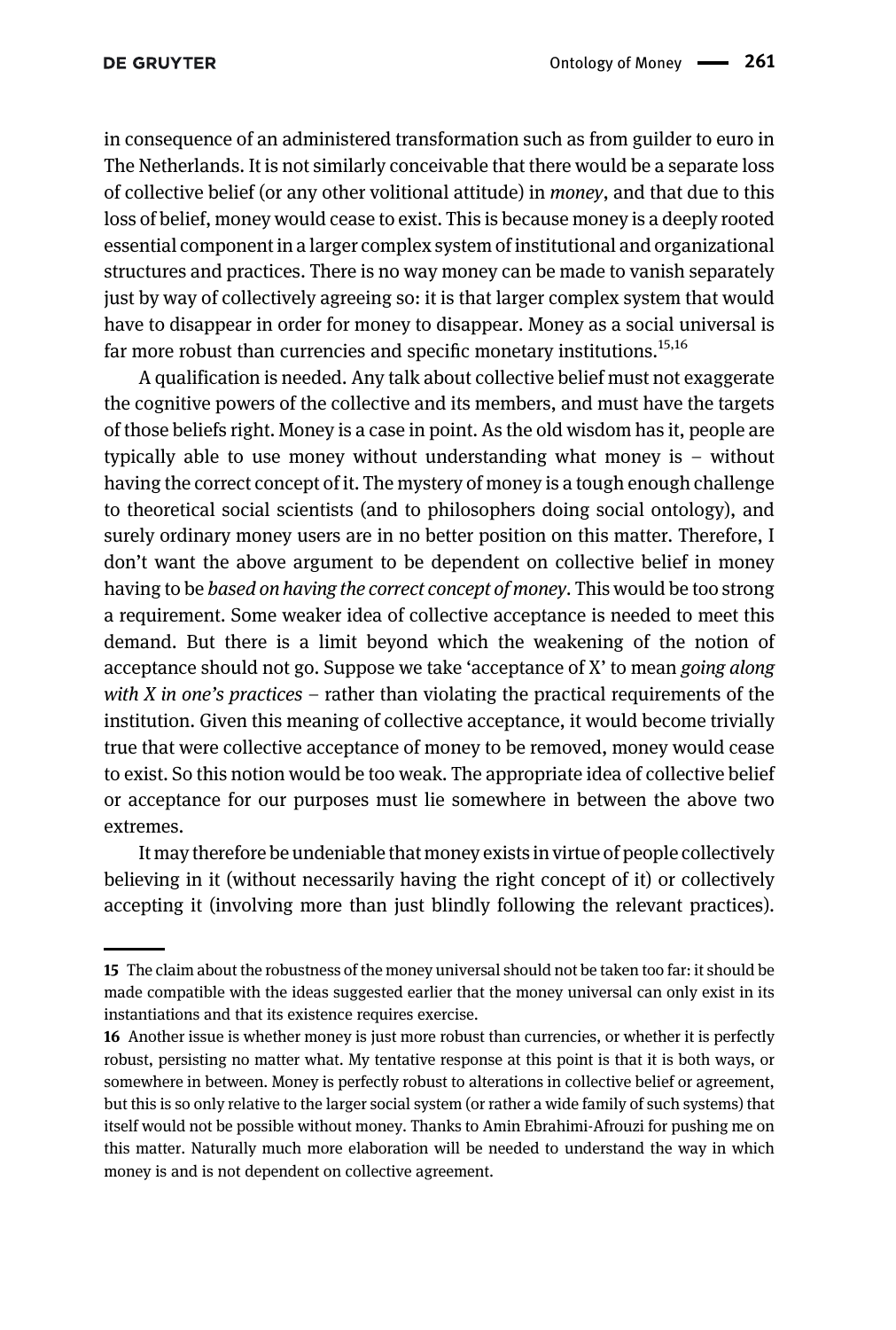in consequence of an administered transformation such as from guilder to euro in The Netherlands. It is not similarly conceivable that there would be a separate loss of collective belief (or any other volitional attitude) in *money*, and that due to this loss of belief, money would cease to exist. This is because money is a deeply rooted essential component in a larger complex system of institutional and organizational structures and practices. There is no way money can be made to vanish separately just by way of collectively agreeing so: it is that larger complex system that would have to disappear in order for money to disappear. Money as a social universal is far more robust than currencies and specific monetary institutions.[15,16]

A qualification is needed. Any talk about collective belief must not exaggerate the cognitive powers of the collective and its members, and must have the targets of those beliefs right. Money is a case in point. As the old wisdom has it, people are typically able to use money without understanding what money is – without having the correct concept of it. The mystery of money is a tough enough challenge to theoretical social scientists (and to philosophers doing social ontology), and surely ordinary money users are in no better position on this matter. Therefore, I don't want the above argument to be dependent on collective belief in money having to be *based on having the correct concept of money*. This would be too strong a requirement. Some weaker idea of collective acceptance is needed to meet this demand. But there is a limit beyond which the weakening of the notion of acceptance should not go. Suppose we take 'acceptance of X' to mean *going along with X in one's practices* – rather than violating the practical requirements of the institution. Given this meaning of collective acceptance, it would become trivially true that were collective acceptance of money to be removed, money would cease to exist. So this notion would be too weak. The appropriate idea of collective belief or acceptance for our purposes must lie somewhere in between the above two extremes.

It may therefore be undeniable that money exists in virtue of people collectively believing in it (without necessarily having the right concept of it) or collectively accepting it (involving more than just blindly following the relevant practices).

---

**15** The claim about the robustness of the money universal should not be taken too far: it should be made compatible with the ideas suggested earlier that the money universal can only exist in its instantiations and that its existence requires exercise.

**16** Another issue is whether money is just more robust than currencies, or whether it is perfectly robust, persisting no matter what. My tentative response at this point is that it is both ways, or somewhere in between. Money is perfectly robust to alterations in collective belief or agreement, but this is so only relative to the larger social system (or rather a wide family of such systems) that itself would not be possible without money. Thanks to Amin Ebrahimi-Afrouzi for pushing me on this matter. Naturally much more elaboration will be needed to understand the way in which money is and is not dependent on collective agreement.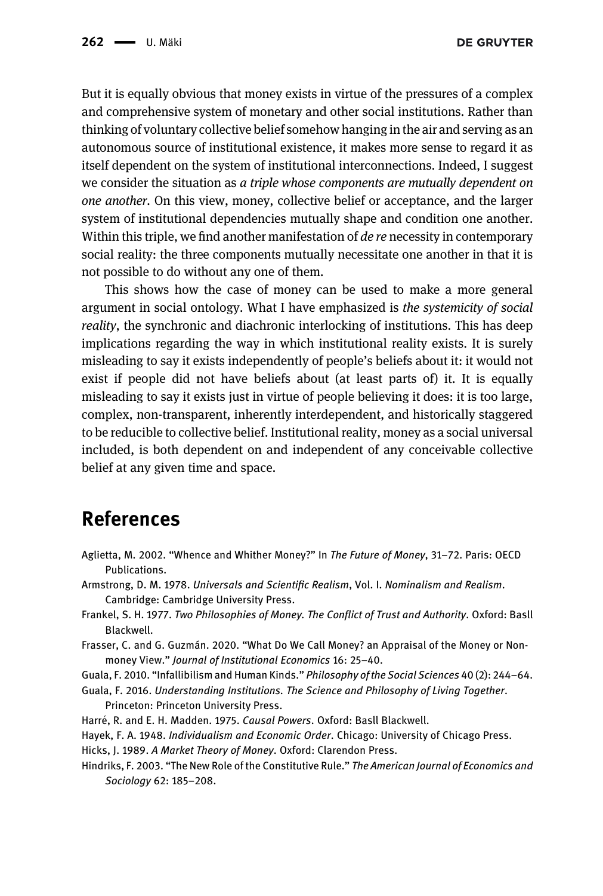But it is equally obvious that money exists in virtue of the pressures of a complex and comprehensive system of monetary and other social institutions. Rather than thinking of voluntary collective belief somehow hanging in the air and serving as an autonomous source of institutional existence, it makes more sense to regard it as itself dependent on the system of institutional interconnections. Indeed, I suggest we consider the situation as *a triple whose components are mutually dependent on one another*. On this view, money, collective belief or acceptance, and the larger system of institutional dependencies mutually shape and condition one another. Within this triple, we find another manifestation of *de re* necessity in contemporary social reality: the three components mutually necessitate one another in that it is not possible to do without any one of them.

This shows how the case of money can be used to make a more general argument in social ontology. What I have emphasized is *the systemicity of social reality*, the synchronic and diachronic interlocking of institutions. This has deep implications regarding the way in which institutional reality exists. It is surely misleading to say it exists independently of people's beliefs about it: it would not exist if people did not have beliefs about (at least parts of) it. It is equally misleading to say it exists just in virtue of people believing it does: it is too large, complex, non-transparent, inherently interdependent, and historically staggered to be reducible to collective belief. Institutional reality, money as a social universal included, is both dependent on and independent of any conceivable collective belief at any given time and space.

## References

Aglietta, M. 2002. "Whence and Whither Money?" In *The Future of Money*, 31–72. Paris: OECD Publications.

Armstrong, D. M. 1978. *Universals and Scientific Realism*, Vol. I. *Nominalism and Realism*. Cambridge: Cambridge University Press.

Frankel, S. H. 1977. *Two Philosophies of Money. The Conflict of Trust and Authority*. Oxford: Basll Blackwell.

Frasser, C. and G. Guzmán. 2020. "What Do We Call Money? an Appraisal of the Money or Non-money View." *Journal of Institutional Economics* 16: 25–40.

Guala, F. 2010. "Infallibilism and Human Kinds." *Philosophy of the Social Sciences* 40 (2): 244–64.

Guala, F. 2016. *Understanding Institutions. The Science and Philosophy of Living Together*. Princeton: Princeton University Press.

Harré, R. and E. H. Madden. 1975. *Causal Powers*. Oxford: Basll Blackwell.

Hayek, F. A. 1948. *Individualism and Economic Order*. Chicago: University of Chicago Press.

Hicks, J. 1989. *A Market Theory of Money*. Oxford: Clarendon Press.

Hindriks, F. 2003. "The New Role of the Constitutive Rule." *The American Journal of Economics and Sociology* 62: 185–208.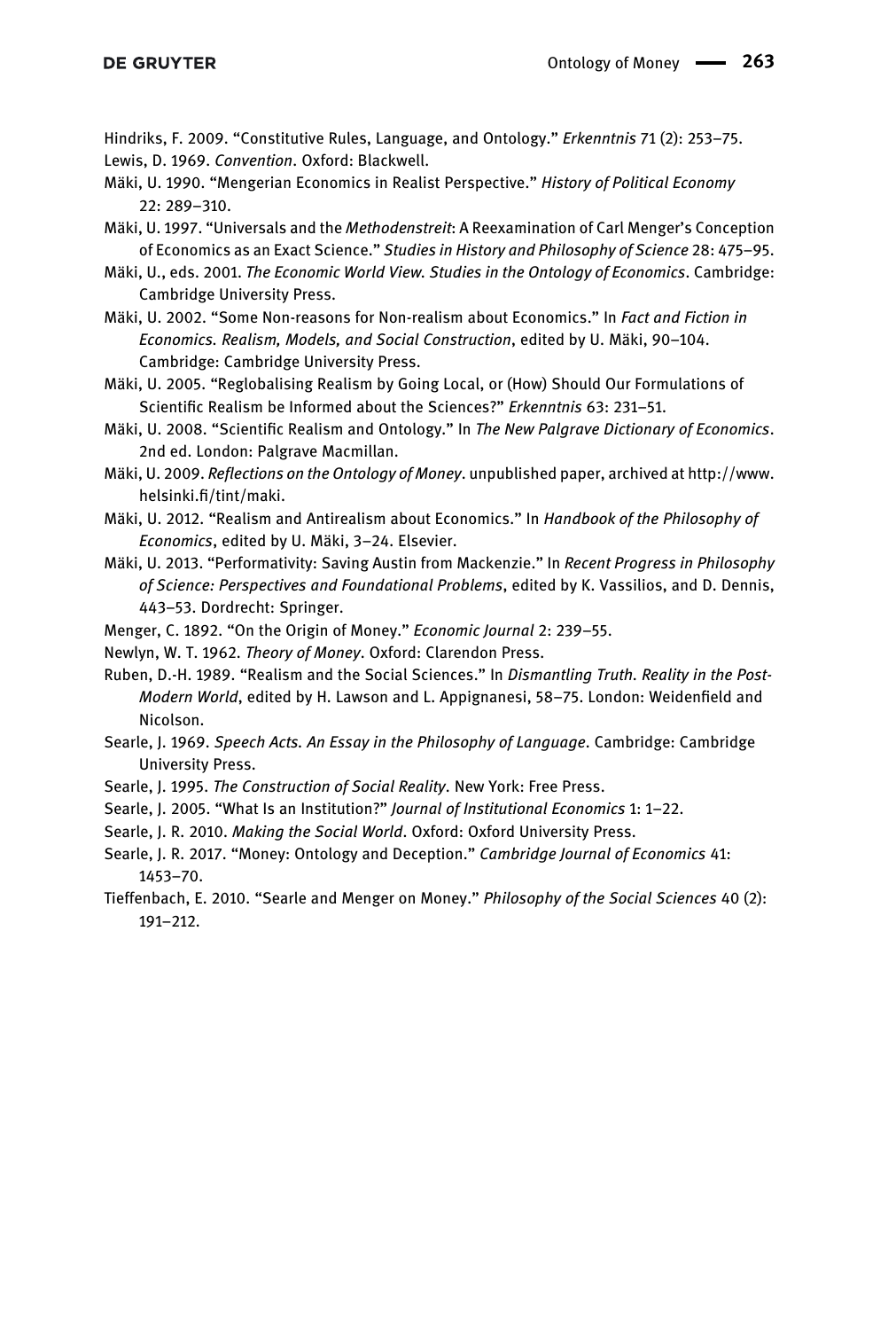Hindriks, F. 2009. “Constitutive Rules, Language, and Ontology.” *Erkenntnis* 71 (2): 253–75.

Lewis, D. 1969. *Convention*. Oxford: Blackwell.

Mäki, U. 1990. “Mengerian Economics in Realist Perspective.” *History of Political Economy* 22: 289–310.

Mäki, U. 1997. “Universals and the *Methodenstreit*: A Reexamination of Carl Menger’s Conception of Economics as an Exact Science.” *Studies in History and Philosophy of Science* 28: 475–95.

Mäki, U., eds. 2001. *The Economic World View. Studies in the Ontology of Economics*. Cambridge: Cambridge University Press.

Mäki, U. 2002. “Some Non-reasons for Non-realism about Economics.” In *Fact and Fiction in Economics. Realism, Models, and Social Construction*, edited by U. Mäki, 90–104. Cambridge: Cambridge University Press.

Mäki, U. 2005. “Reglobalising Realism by Going Local, or (How) Should Our Formulations of Scientific Realism be Informed about the Sciences?” *Erkenntnis* 63: 231–51.

Mäki, U. 2008. “Scientific Realism and Ontology.” In *The New Palgrave Dictionary of Economics*. 2nd ed. London: Palgrave Macmillan.

Mäki, U. 2009. *Reflections on the Ontology of Money*. unpublished paper, archived at http://www.helsinki.fi/tint/maki.

Mäki, U. 2012. “Realism and Antirealism about Economics.” In *Handbook of the Philosophy of Economics*, edited by U. Mäki, 3–24. Elsevier.

Mäki, U. 2013. “Performativity: Saving Austin from Mackenzie.” In *Recent Progress in Philosophy of Science: Perspectives and Foundational Problems*, edited by K. Vassilios, and D. Dennis, 443–53. Dordrecht: Springer.

Menger, C. 1892. “On the Origin of Money.” *Economic Journal* 2: 239–55.

Newlyn, W. T. 1962. *Theory of Money*. Oxford: Clarendon Press.

Ruben, D.-H. 1989. “Realism and the Social Sciences.” In *Dismantling Truth. Reality in the Post-Modern World*, edited by H. Lawson and L. Appignanesi, 58–75. London: Weidenfield and Nicolson.

Searle, J. 1969. *Speech Acts. An Essay in the Philosophy of Language*. Cambridge: Cambridge University Press.

Searle, J. 1995. *The Construction of Social Reality*. New York: Free Press.

Searle, J. 2005. “What Is an Institution?” *Journal of Institutional Economics* 1: 1–22.

Searle, J. R. 2010. *Making the Social World*. Oxford: Oxford University Press.

Searle, J. R. 2017. “Money: Ontology and Deception.” *Cambridge Journal of Economics* 41: 1453–70.

Tieffenbach, E. 2010. “Searle and Menger on Money.” *Philosophy of the Social Sciences* 40 (2): 191–212.